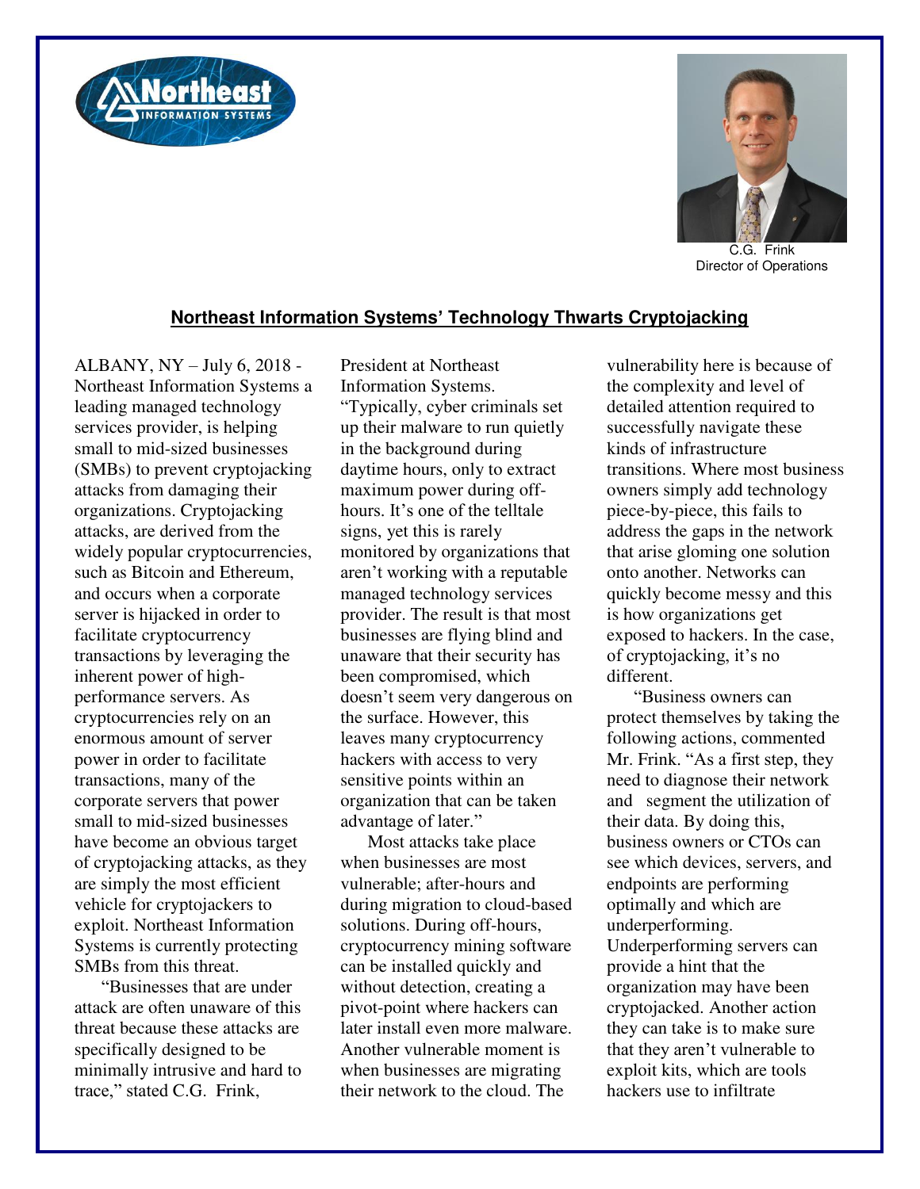C.G. Frink
Director of Operations

## Northeast Information Systems' Technology Thwarts Cryptojacking

ALBANY, NY – July 6, 2018 - Northeast Information Systems a leading managed technology services provider, is helping small to mid-sized businesses (SMBs) to prevent cryptojacking attacks from damaging their organizations. Cryptojacking attacks, are derived from the widely popular cryptocurrencies, such as Bitcoin and Ethereum, and occurs when a corporate server is hijacked in order to facilitate cryptocurrency transactions by leveraging the inherent power of high-performance servers. As cryptocurrencies rely on an enormous amount of server power in order to facilitate transactions, many of the corporate servers that power small to mid-sized businesses have become an obvious target of cryptojacking attacks, as they are simply the most efficient vehicle for cryptojackers to exploit. Northeast Information Systems is currently protecting SMBs from this threat.

"Businesses that are under attack are often unaware of this threat because these attacks are specifically designed to be minimally intrusive and hard to trace," stated C.G. Frink, President at Northeast Information Systems. "Typically, cyber criminals set up their malware to run quietly in the background during daytime hours, only to extract maximum power during off-hours. It's one of the telltale signs, yet this is rarely monitored by organizations that aren't working with a reputable managed technology services provider. The result is that most businesses are flying blind and unaware that their security has been compromised, which doesn't seem very dangerous on the surface. However, this leaves many cryptocurrency hackers with access to very sensitive points within an organization that can be taken advantage of later."

Most attacks take place when businesses are most vulnerable; after-hours and during migration to cloud-based solutions. During off-hours, cryptocurrency mining software can be installed quickly and without detection, creating a pivot-point where hackers can later install even more malware. Another vulnerable moment is when businesses are migrating their network to the cloud. The vulnerability here is because of the complexity and level of detailed attention required to successfully navigate these kinds of infrastructure transitions. Where most business owners simply add technology piece-by-piece, this fails to address the gaps in the network that arise gloming one solution onto another. Networks can quickly become messy and this is how organizations get exposed to hackers. In the case, of cryptojacking, it's no different.

"Business owners can protect themselves by taking the following actions, commented Mr. Frink. "As a first step, they need to diagnose their network and segment the utilization of their data. By doing this, business owners or CTOs can see which devices, servers, and endpoints are performing optimally and which are underperforming. Underperforming servers can provide a hint that the organization may have been cryptojacked. Another action they can take is to make sure that they aren't vulnerable to exploit kits, which are tools hackers use to infiltrate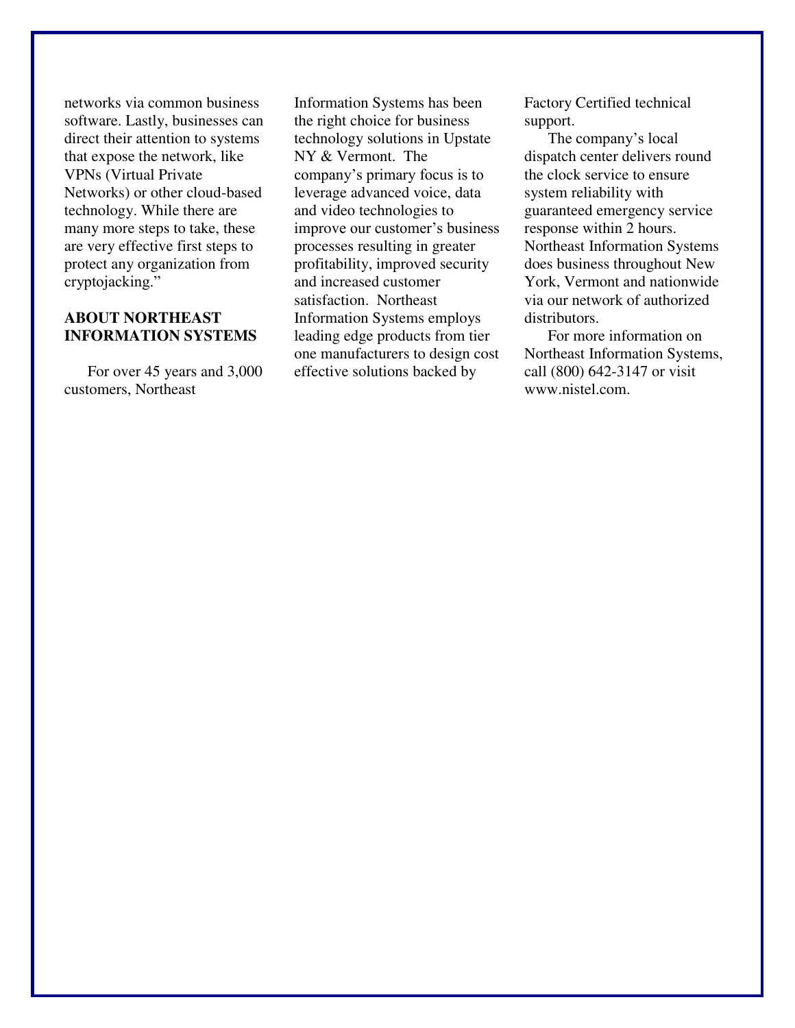networks via common business software. Lastly, businesses can direct their attention to systems that expose the network, like VPNs (Virtual Private Networks) or other cloud-based technology. While there are many more steps to take, these are very effective first steps to protect any organization from cryptojacking."

**ABOUT NORTHEAST INFORMATION SYSTEMS**

For over 45 years and 3,000 customers, Northeast Information Systems has been the right choice for business technology solutions in Upstate NY & Vermont. The company's primary focus is to leverage advanced voice, data and video technologies to improve our customer's business processes resulting in greater profitability, improved security and increased customer satisfaction. Northeast Information Systems employs leading edge products from tier one manufacturers to design cost effective solutions backed by Factory Certified technical support.

The company's local dispatch center delivers round the clock service to ensure system reliability with guaranteed emergency service response within 2 hours. Northeast Information Systems does business throughout New York, Vermont and nationwide via our network of authorized distributors.

For more information on Northeast Information Systems, call (800) 642-3147 or visit www.nistel.com.